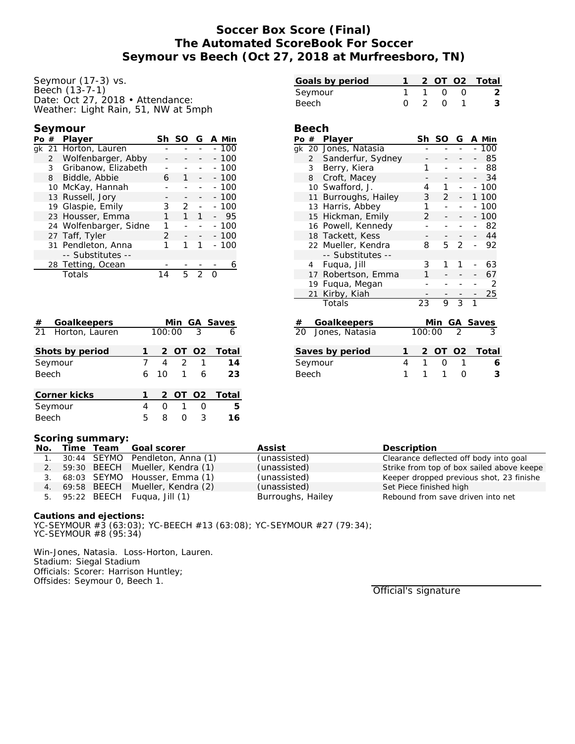# Soccer Box Score (Final)
## The Automated ScoreBook For Soccer
## Seymour vs Beech (Oct 27, 2018 at Murfreesboro, TN)

Seymour (17-3) vs.
Beech (13-7-1)
Date: Oct 27, 2018 • Attendance:
Weather: Light Rain, 51, NW at 5mph

| Goals by period | 1 | 2 | OT | O2 | Total |
|---|---|---|---|---|---|
| Seymour | 1 | 1 | 0 | 0 | 2 |
| Beech | 0 | 2 | 0 | 1 | 3 |

### Seymour

| Po | # | Player | Sh | SO | G | A | Min |
|---|---|---|---|---|---|---|---|
| gk | 21 | Horton, Lauren | - | - | - | - | 100 |
| | 2 | Wolfenbarger, Abby | - | - | - | - | 100 |
| | 3 | Gribanow, Elizabeth | - | - | - | - | 100 |
| | 8 | Biddle, Abbie | 6 | 1 | - | - | 100 |
| | 10 | McKay, Hannah | - | - | - | - | 100 |
| | 13 | Russell, Jory | - | - | - | - | 100 |
| | 19 | Glaspie, Emily | 3 | 2 | - | - | 100 |
| | 23 | Housser, Emma | 1 | 1 | 1 | - | 95 |
| | 24 | Wolfenbarger, Sidne | 1 | - | - | - | 100 |
| | 27 | Taff, Tyler | 2 | - | - | - | 100 |
| | 31 | Pendleton, Anna | 1 | 1 | 1 | - | 100 |
| | | -- Substitutes -- | | | | | |
| | 28 | Tetting, Ocean | - | - | - | - | 6 |
| | | Totals | 14 | 5 | 2 | 0 | |

### Beech

| Po | # | Player | Sh | SO | G | A | Min |
|---|---|---|---|---|---|---|---|
| gk | 20 | Jones, Natasia | - | - | - | - | 100 |
| | 2 | Sanderfur, Sydney | - | - | - | - | 85 |
| | 3 | Berry, Kiera | 1 | - | - | - | 88 |
| | 8 | Croft, Macey | - | - | - | - | 34 |
| | 10 | Swafford, J. | 4 | 1 | - | - | 100 |
| | 11 | Burroughs, Hailey | 3 | 2 | - | 1 | 100 |
| | 13 | Harris, Abbey | 1 | - | - | - | 100 |
| | 15 | Hickman, Emily | 2 | - | - | - | 100 |
| | 16 | Powell, Kennedy | - | - | - | - | 82 |
| | 18 | Tackett, Kess | - | - | - | - | 44 |
| | 22 | Mueller, Kendra | 8 | 5 | 2 | - | 92 |
| | | -- Substitutes -- | | | | | |
| | 4 | Fuqua, Jill | 3 | 1 | 1 | - | 63 |
| | 17 | Robertson, Emma | 1 | - | - | - | 67 |
| | 19 | Fuqua, Megan | - | - | - | - | 2 |
| | 21 | Kirby, Kiah | - | - | - | - | 25 |
| | | Totals | 23 | 9 | 3 | 1 | |

| # | Goalkeepers | Min | GA | Saves |
|---|---|---|---|---|
| 21 | Horton, Lauren | 100:00 | 3 | 6 |

| # | Goalkeepers | Min | GA | Saves |
|---|---|---|---|---|
| 20 | Jones, Natasia | 100:00 | 2 | 3 |

| Shots by period | 1 | 2 | OT | O2 | Total |
|---|---|---|---|---|---|
| Seymour | 7 | 4 | 2 | 1 | 14 |
| Beech | 6 | 10 | 1 | 6 | 23 |

| Saves by period | 1 | 2 | OT | O2 | Total |
|---|---|---|---|---|---|
| Seymour | 4 | 1 | 0 | 1 | 6 |
| Beech | 1 | 1 | 1 | 0 | 3 |

| Corner kicks | 1 | 2 | OT | O2 | Total |
|---|---|---|---|---|---|
| Seymour | 4 | 0 | 1 | 0 | 5 |
| Beech | 5 | 8 | 0 | 3 | 16 |

### Scoring summary:

| No. | Time | Team | Goal scorer | Assist | Description |
|---|---|---|---|---|---|
| 1. | 30:44 | SEYMO | Pendleton, Anna (1) | (unassisted) | Clearance deflected off body into goal |
| 2. | 59:30 | BEECH | Mueller, Kendra (1) | (unassisted) | Strike from top of box sailed above keepe |
| 3. | 68:03 | SEYMO | Housser, Emma (1) | (unassisted) | Keeper dropped previous shot, 23 finishe |
| 4. | 69:58 | BEECH | Mueller, Kendra (2) | (unassisted) | Set Piece finished high |
| 5. | 95:22 | BEECH | Fuqua, Jill (1) | Burroughs, Hailey | Rebound from save driven into net |

**Cautions and ejections:**
YC-SEYMOUR #3 (63:03); YC-BEECH #13 (63:08); YC-SEYMOUR #27 (79:34);
YC-SEYMOUR #8 (95:34)

Win-Jones, Natasia. Loss-Horton, Lauren.
Stadium: Siegal Stadium
Officials: Scorer: Harrison Huntley;
Offsides: Seymour 0, Beech 1.

Official's signature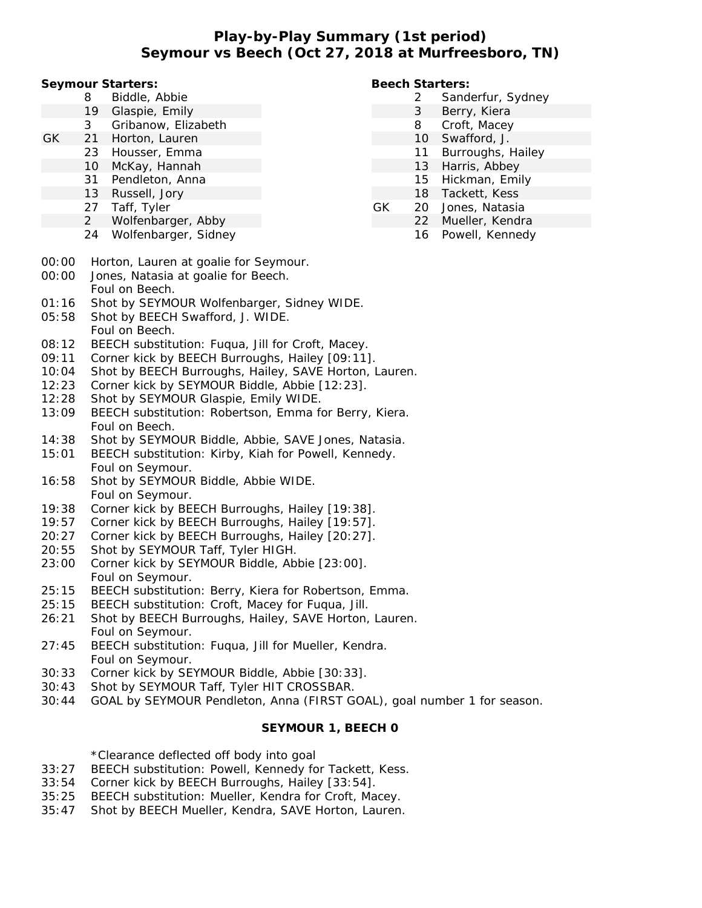# Play-by-Play Summary (1st period)
## Seymour vs Beech (Oct 27, 2018 at Murfreesboro, TN)

**Seymour Starters:**

| | # | Name |
|---|---|---|
| | 8 | Biddle, Abbie |
| | 19 | Glaspie, Emily |
| | 3 | Gribanow, Elizabeth |
| GK | 21 | Horton, Lauren |
| | 23 | Housser, Emma |
| | 10 | McKay, Hannah |
| | 31 | Pendleton, Anna |
| | 13 | Russell, Jory |
| | 27 | Taff, Tyler |
| | 2 | Wolfenbarger, Abby |
| | 24 | Wolfenbarger, Sidney |

**Beech Starters:**

| | # | Name |
|---|---|---|
| | 2 | Sanderfur, Sydney |
| | 3 | Berry, Kiera |
| | 8 | Croft, Macey |
| | 10 | Swafford, J. |
| | 11 | Burroughs, Hailey |
| | 13 | Harris, Abbey |
| | 15 | Hickman, Emily |
| | 18 | Tackett, Kess |
| GK | 20 | Jones, Natasia |
| | 22 | Mueller, Kendra |
| | 16 | Powell, Kennedy |

00:00 Horton, Lauren at goalie for Seymour.
00:00 Jones, Natasia at goalie for Beech.
Foul on Beech.
01:16 Shot by SEYMOUR Wolfenbarger, Sidney WIDE.
05:58 Shot by BEECH Swafford, J. WIDE.
Foul on Beech.
08:12 BEECH substitution: Fuqua, Jill for Croft, Macey.
09:11 Corner kick by BEECH Burroughs, Hailey [09:11].
10:04 Shot by BEECH Burroughs, Hailey, SAVE Horton, Lauren.
12:23 Corner kick by SEYMOUR Biddle, Abbie [12:23].
12:28 Shot by SEYMOUR Glaspie, Emily WIDE.
13:09 BEECH substitution: Robertson, Emma for Berry, Kiera.
Foul on Beech.
14:38 Shot by SEYMOUR Biddle, Abbie, SAVE Jones, Natasia.
15:01 BEECH substitution: Kirby, Kiah for Powell, Kennedy.
Foul on Seymour.
16:58 Shot by SEYMOUR Biddle, Abbie WIDE.
Foul on Seymour.
19:38 Corner kick by BEECH Burroughs, Hailey [19:38].
19:57 Corner kick by BEECH Burroughs, Hailey [19:57].
20:27 Corner kick by BEECH Burroughs, Hailey [20:27].
20:55 Shot by SEYMOUR Taff, Tyler HIGH.
23:00 Corner kick by SEYMOUR Biddle, Abbie [23:00].
Foul on Seymour.
25:15 BEECH substitution: Berry, Kiera for Robertson, Emma.
25:15 BEECH substitution: Croft, Macey for Fuqua, Jill.
26:21 Shot by BEECH Burroughs, Hailey, SAVE Horton, Lauren.
Foul on Seymour.
27:45 BEECH substitution: Fuqua, Jill for Mueller, Kendra.
Foul on Seymour.
30:33 Corner kick by SEYMOUR Biddle, Abbie [30:33].
30:43 Shot by SEYMOUR Taff, Tyler HIT CROSSBAR.
30:44 GOAL by SEYMOUR Pendleton, Anna (FIRST GOAL), goal number 1 for season.

**SEYMOUR 1, BEECH 0**

*Clearance deflected off body into goal
33:27 BEECH substitution: Powell, Kennedy for Tackett, Kess.
33:54 Corner kick by BEECH Burroughs, Hailey [33:54].
35:25 BEECH substitution: Mueller, Kendra for Croft, Macey.
35:47 Shot by BEECH Mueller, Kendra, SAVE Horton, Lauren.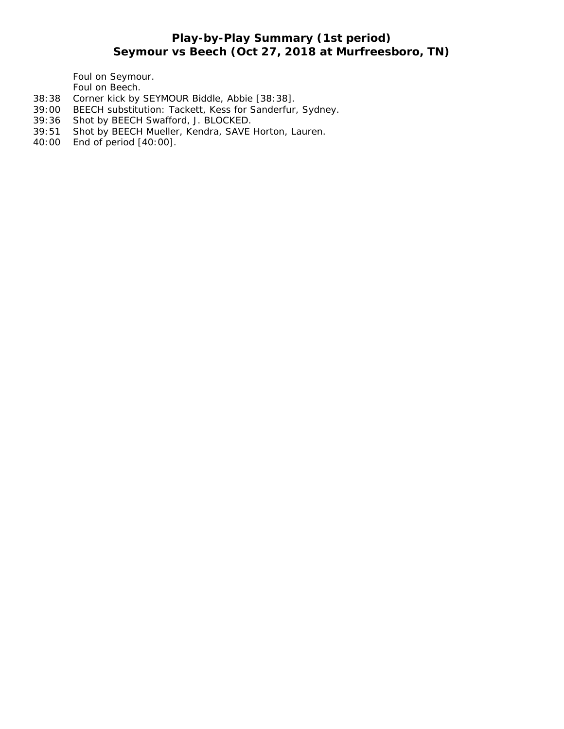## Play-by-Play Summary (1st period)
## Seymour vs Beech (Oct 27, 2018 at Murfreesboro, TN)

| | |
|---|---|
| | Foul on Seymour. |
| | Foul on Beech. |
| 38:38 | Corner kick by SEYMOUR Biddle, Abbie [38:38]. |
| 39:00 | BEECH substitution: Tackett, Kess for Sanderfur, Sydney. |
| 39:36 | Shot by BEECH Swafford, J. BLOCKED. |
| 39:51 | Shot by BEECH Mueller, Kendra, SAVE Horton, Lauren. |
| 40:00 | End of period [40:00]. |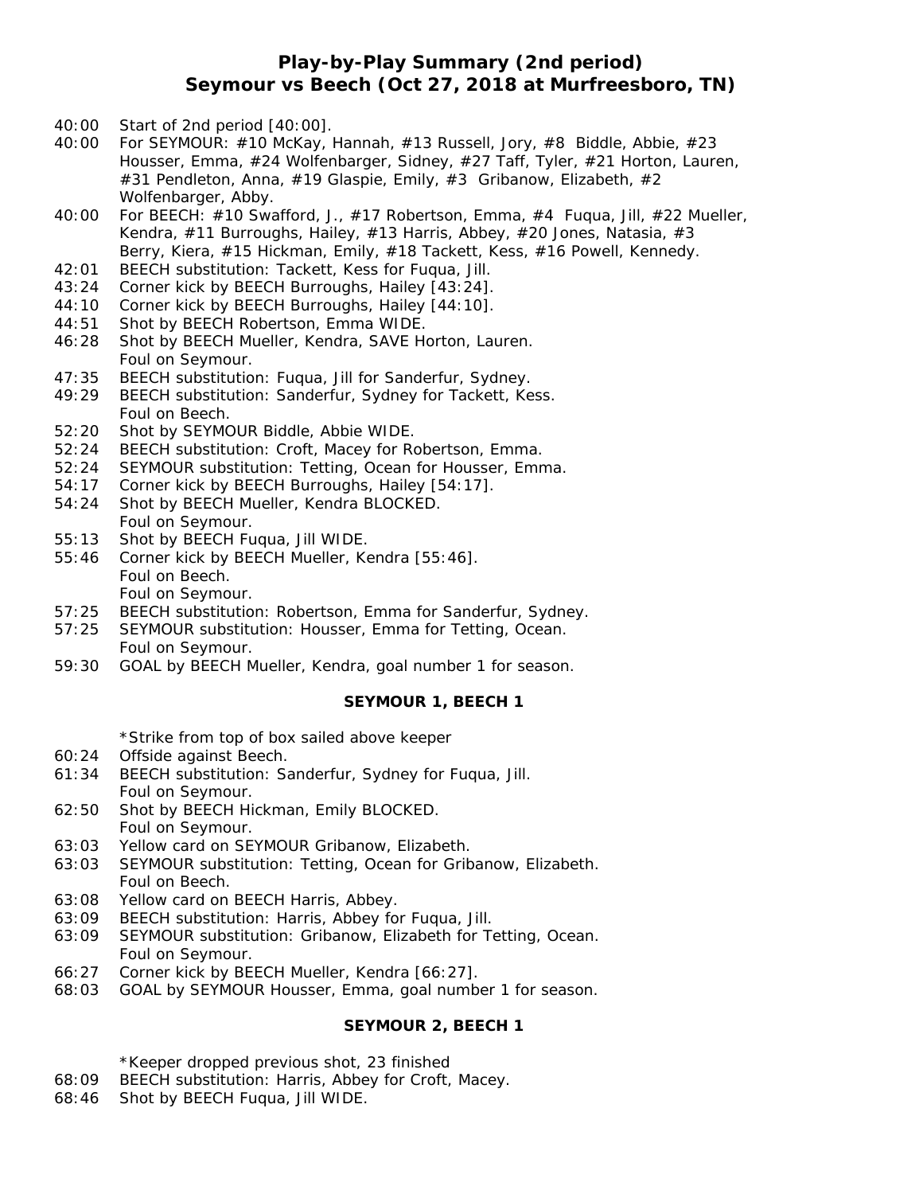# Play-by-Play Summary (2nd period)
## Seymour vs Beech (Oct 27, 2018 at Murfreesboro, TN)

40:00 Start of 2nd period [40:00].
40:00 For SEYMOUR: #10 McKay, Hannah, #13 Russell, Jory, #8 Biddle, Abbie, #23 Housser, Emma, #24 Wolfenbarger, Sidney, #27 Taff, Tyler, #21 Horton, Lauren, #31 Pendleton, Anna, #19 Glaspie, Emily, #3 Gribanow, Elizabeth, #2 Wolfenbarger, Abby.
40:00 For BEECH: #10 Swafford, J., #17 Robertson, Emma, #4 Fuqua, Jill, #22 Mueller, Kendra, #11 Burroughs, Hailey, #13 Harris, Abbey, #20 Jones, Natasia, #3 Berry, Kiera, #15 Hickman, Emily, #18 Tackett, Kess, #16 Powell, Kennedy.
42:01 BEECH substitution: Tackett, Kess for Fuqua, Jill.
43:24 Corner kick by BEECH Burroughs, Hailey [43:24].
44:10 Corner kick by BEECH Burroughs, Hailey [44:10].
44:51 Shot by BEECH Robertson, Emma WIDE.
46:28 Shot by BEECH Mueller, Kendra, SAVE Horton, Lauren.
Foul on Seymour.
47:35 BEECH substitution: Fuqua, Jill for Sanderfur, Sydney.
49:29 BEECH substitution: Sanderfur, Sydney for Tackett, Kess.
Foul on Beech.
52:20 Shot by SEYMOUR Biddle, Abbie WIDE.
52:24 BEECH substitution: Croft, Macey for Robertson, Emma.
52:24 SEYMOUR substitution: Tetting, Ocean for Housser, Emma.
54:17 Corner kick by BEECH Burroughs, Hailey [54:17].
54:24 Shot by BEECH Mueller, Kendra BLOCKED.
Foul on Seymour.
55:13 Shot by BEECH Fuqua, Jill WIDE.
55:46 Corner kick by BEECH Mueller, Kendra [55:46].
Foul on Beech.
Foul on Seymour.
57:25 BEECH substitution: Robertson, Emma for Sanderfur, Sydney.
57:25 SEYMOUR substitution: Housser, Emma for Tetting, Ocean.
Foul on Seymour.
59:30 GOAL by BEECH Mueller, Kendra, goal number 1 for season.

**SEYMOUR 1, BEECH 1**

*Strike from top of box sailed above keeper
60:24 Offside against Beech.
61:34 BEECH substitution: Sanderfur, Sydney for Fuqua, Jill.
Foul on Seymour.
62:50 Shot by BEECH Hickman, Emily BLOCKED.
Foul on Seymour.
63:03 Yellow card on SEYMOUR Gribanow, Elizabeth.
63:03 SEYMOUR substitution: Tetting, Ocean for Gribanow, Elizabeth.
Foul on Beech.
63:08 Yellow card on BEECH Harris, Abbey.
63:09 BEECH substitution: Harris, Abbey for Fuqua, Jill.
63:09 SEYMOUR substitution: Gribanow, Elizabeth for Tetting, Ocean.
Foul on Seymour.
66:27 Corner kick by BEECH Mueller, Kendra [66:27].
68:03 GOAL by SEYMOUR Housser, Emma, goal number 1 for season.

**SEYMOUR 2, BEECH 1**

*Keeper dropped previous shot, 23 finished
68:09 BEECH substitution: Harris, Abbey for Croft, Macey.
68:46 Shot by BEECH Fuqua, Jill WIDE.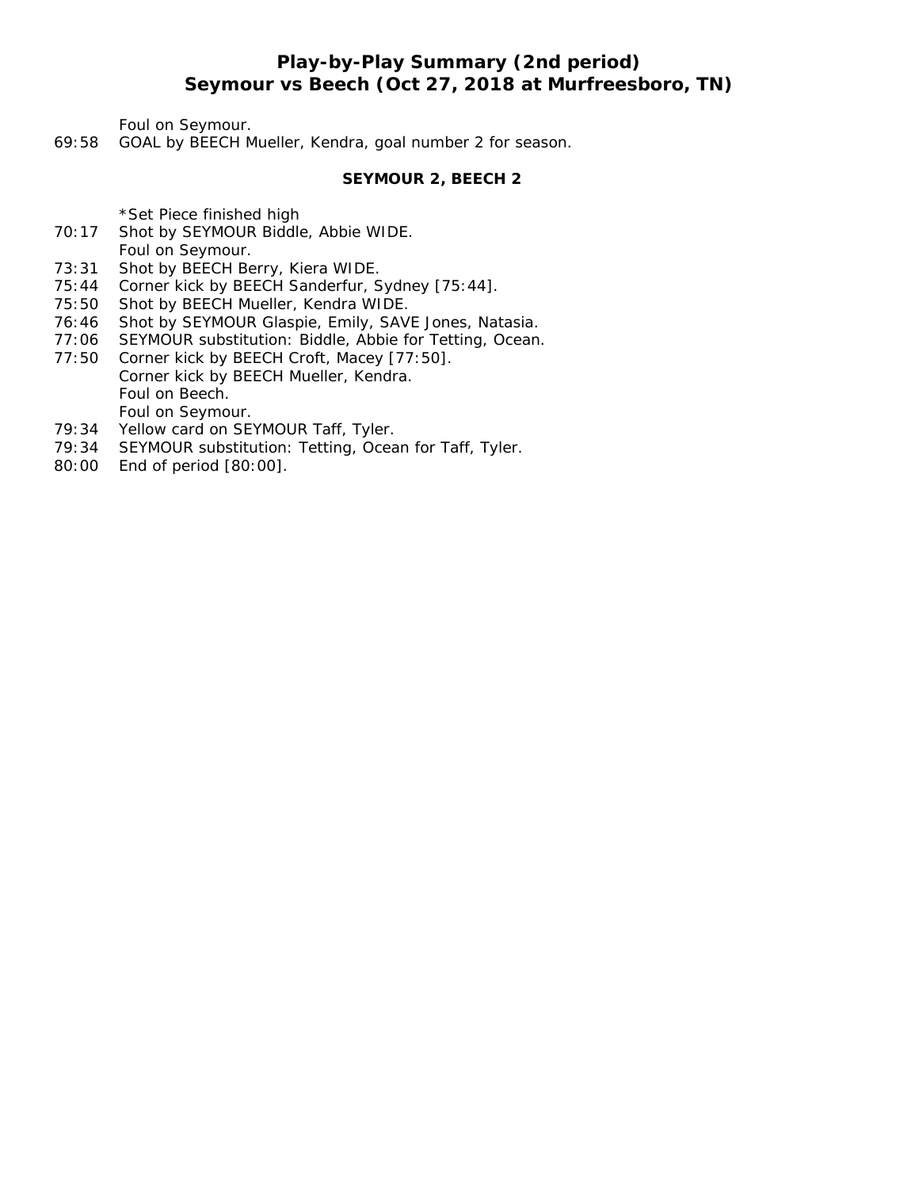# Play-by-Play Summary (2nd period)
## Seymour vs Beech (Oct 27, 2018 at Murfreesboro, TN)

| | |
|---|---|
| | Foul on Seymour. |
| 69:58 | GOAL by BEECH Mueller, Kendra, goal number 2 for season. |

**SEYMOUR 2, BEECH 2**

| | |
|---|---|
| | *Set Piece finished high |
| 70:17 | Shot by SEYMOUR Biddle, Abbie WIDE. |
| | Foul on Seymour. |
| 73:31 | Shot by BEECH Berry, Kiera WIDE. |
| 75:44 | Corner kick by BEECH Sanderfur, Sydney [75:44]. |
| 75:50 | Shot by BEECH Mueller, Kendra WIDE. |
| 76:46 | Shot by SEYMOUR Glaspie, Emily, SAVE Jones, Natasia. |
| 77:06 | SEYMOUR substitution: Biddle, Abbie for Tetting, Ocean. |
| 77:50 | Corner kick by BEECH Croft, Macey [77:50]. |
| | Corner kick by BEECH Mueller, Kendra. |
| | Foul on Beech. |
| | Foul on Seymour. |
| 79:34 | Yellow card on SEYMOUR Taff, Tyler. |
| 79:34 | SEYMOUR substitution: Tetting, Ocean for Taff, Tyler. |
| 80:00 | End of period [80:00]. |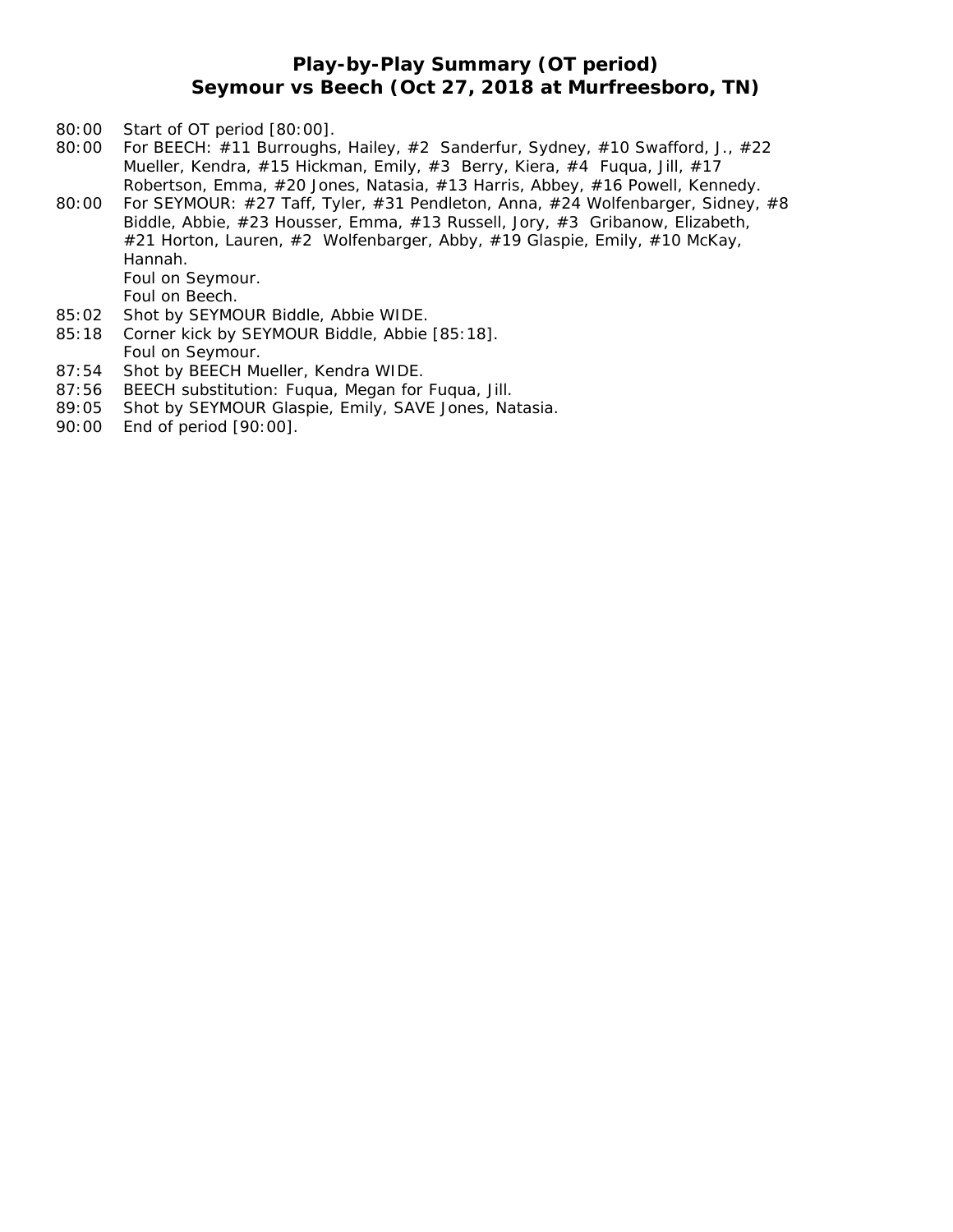# Play-by-Play Summary (OT period)
## Seymour vs Beech (Oct 27, 2018 at Murfreesboro, TN)

| | |
|---|---|
| 80:00 | Start of OT period [80:00]. |
| 80:00 | For BEECH: #11 Burroughs, Hailey, #2 Sanderfur, Sydney, #10 Swafford, J., #22 Mueller, Kendra, #15 Hickman, Emily, #3 Berry, Kiera, #4 Fuqua, Jill, #17 Robertson, Emma, #20 Jones, Natasia, #13 Harris, Abbey, #16 Powell, Kennedy. |
| 80:00 | For SEYMOUR: #27 Taff, Tyler, #31 Pendleton, Anna, #24 Wolfenbarger, Sidney, #8 Biddle, Abbie, #23 Housser, Emma, #13 Russell, Jory, #3 Gribanow, Elizabeth, #21 Horton, Lauren, #2 Wolfenbarger, Abby, #19 Glaspie, Emily, #10 McKay, Hannah. |
| | Foul on Seymour. |
| | Foul on Beech. |
| 85:02 | Shot by SEYMOUR Biddle, Abbie WIDE. |
| 85:18 | Corner kick by SEYMOUR Biddle, Abbie [85:18]. |
| | Foul on Seymour. |
| 87:54 | Shot by BEECH Mueller, Kendra WIDE. |
| 87:56 | BEECH substitution: Fuqua, Megan for Fuqua, Jill. |
| 89:05 | Shot by SEYMOUR Glaspie, Emily, SAVE Jones, Natasia. |
| 90:00 | End of period [90:00]. |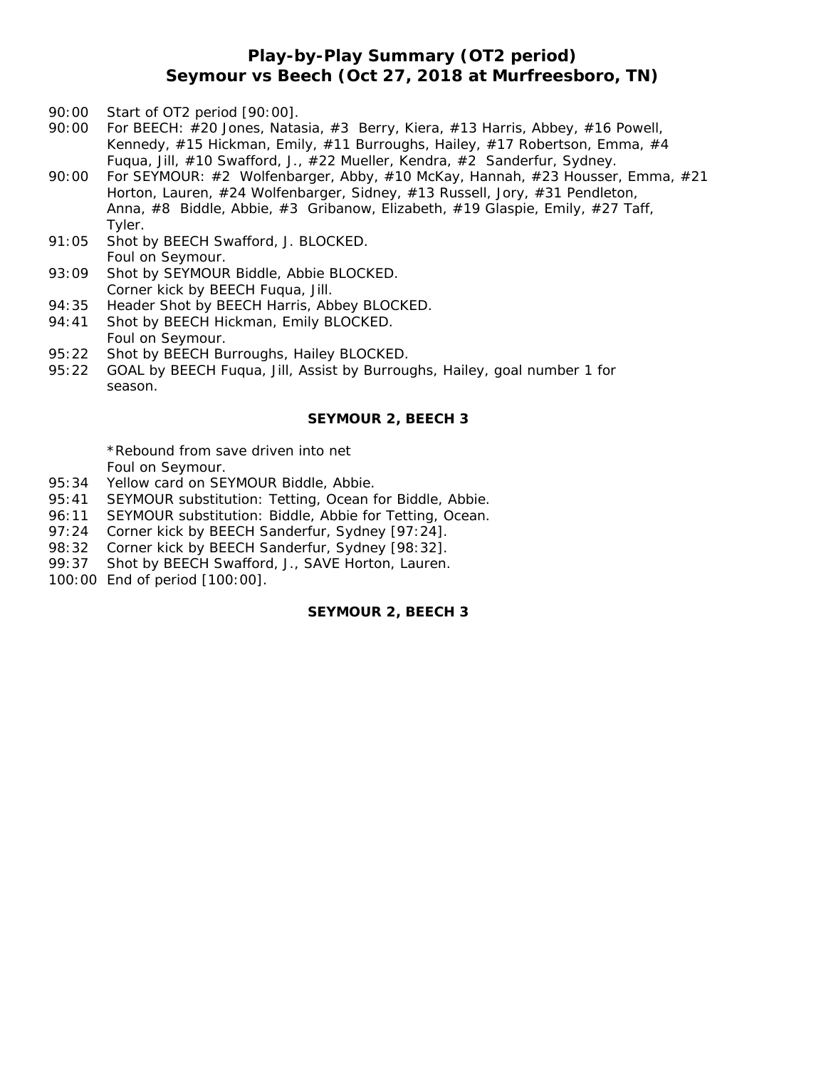# Play-by-Play Summary (OT2 period)
## Seymour vs Beech (Oct 27, 2018 at Murfreesboro, TN)

90:00 Start of OT2 period [90:00].
90:00 For BEECH: #20 Jones, Natasia, #3 Berry, Kiera, #13 Harris, Abbey, #16 Powell, Kennedy, #15 Hickman, Emily, #11 Burroughs, Hailey, #17 Robertson, Emma, #4 Fuqua, Jill, #10 Swafford, J., #22 Mueller, Kendra, #2 Sanderfur, Sydney.
90:00 For SEYMOUR: #2 Wolfenbarger, Abby, #10 McKay, Hannah, #23 Housser, Emma, #21 Horton, Lauren, #24 Wolfenbarger, Sidney, #13 Russell, Jory, #31 Pendleton, Anna, #8 Biddle, Abbie, #3 Gribanow, Elizabeth, #19 Glaspie, Emily, #27 Taff, Tyler.
91:05 Shot by BEECH Swafford, J. BLOCKED.
Foul on Seymour.
93:09 Shot by SEYMOUR Biddle, Abbie BLOCKED.
Corner kick by BEECH Fuqua, Jill.
94:35 Header Shot by BEECH Harris, Abbey BLOCKED.
94:41 Shot by BEECH Hickman, Emily BLOCKED.
Foul on Seymour.
95:22 Shot by BEECH Burroughs, Hailey BLOCKED.
95:22 GOAL by BEECH Fuqua, Jill, Assist by Burroughs, Hailey, goal number 1 for season.

**SEYMOUR 2, BEECH 3**

*Rebound from save driven into net
Foul on Seymour.
95:34 Yellow card on SEYMOUR Biddle, Abbie.
95:41 SEYMOUR substitution: Tetting, Ocean for Biddle, Abbie.
96:11 SEYMOUR substitution: Biddle, Abbie for Tetting, Ocean.
97:24 Corner kick by BEECH Sanderfur, Sydney [97:24].
98:32 Corner kick by BEECH Sanderfur, Sydney [98:32].
99:37 Shot by BEECH Swafford, J., SAVE Horton, Lauren.
100:00 End of period [100:00].

**SEYMOUR 2, BEECH 3**